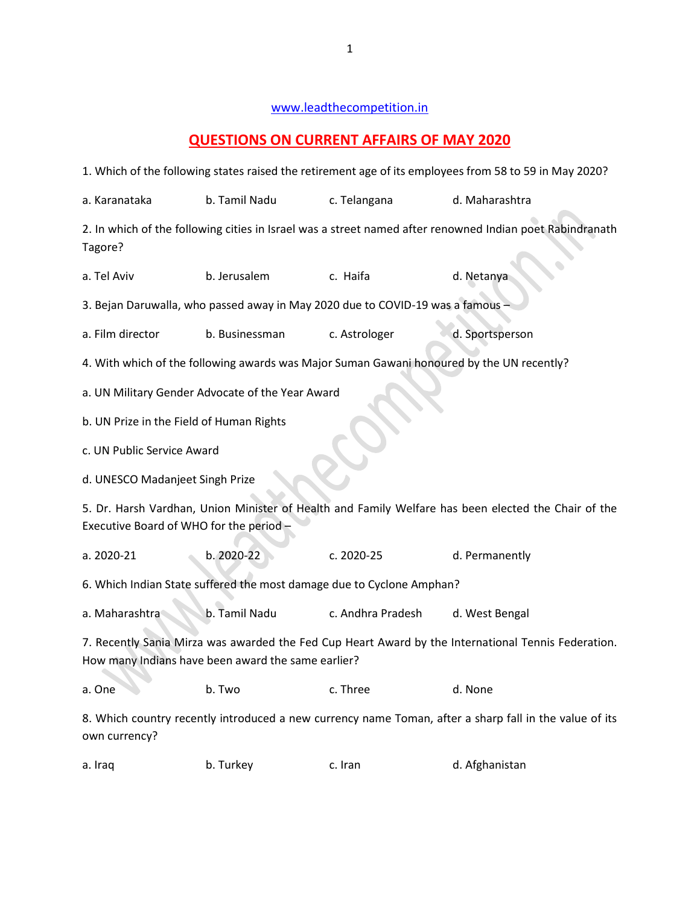www.leadthecompetition.in

# QUESTIONS ON CURRENT AFFAIRS OF MAY 2020

1. Which of the following states raised the retirement age of its employees from 58 to 59 in May 2020?

a. Karanataka b. Tamil Nadu c. Telangana d. Maharashtra

2. In which of the following cities in Israel was a street named after renowned Indian poet Rabindranath Tagore?

a. Tel Aviv b. Jerusalem c. Haifa d. Netanya

3. Bejan Daruwalla, who passed away in May 2020 due to COVID-19 was a famous –

a. Film director b. Businessman c. Astrologer d. Sportsperson

4. With which of the following awards was Major Suman Gawani honoured by the UN recently?

a. UN Military Gender Advocate of the Year Award

b. UN Prize in the Field of Human Rights

c. UN Public Service Award

d. UNESCO Madanjeet Singh Prize

5. Dr. Harsh Vardhan, Union Minister of Health and Family Welfare has been elected the Chair of the Executive Board of WHO for the period –

a. 2020-21 b. 2020-22 c. 2020-25 d. Permanently

6. Which Indian State suffered the most damage due to Cyclone Amphan?

a. Maharashtra b. Tamil Nadu c. Andhra Pradesh d. West Bengal

7. Recently Sania Mirza was awarded the Fed Cup Heart Award by the International Tennis Federation. How many Indians have been award the same earlier?

a. One b. Two c. Three d. None

8. Which country recently introduced a new currency name Toman, after a sharp fall in the value of its own currency?

a. Iraq b. Turkey c. Iran d. Afghanistan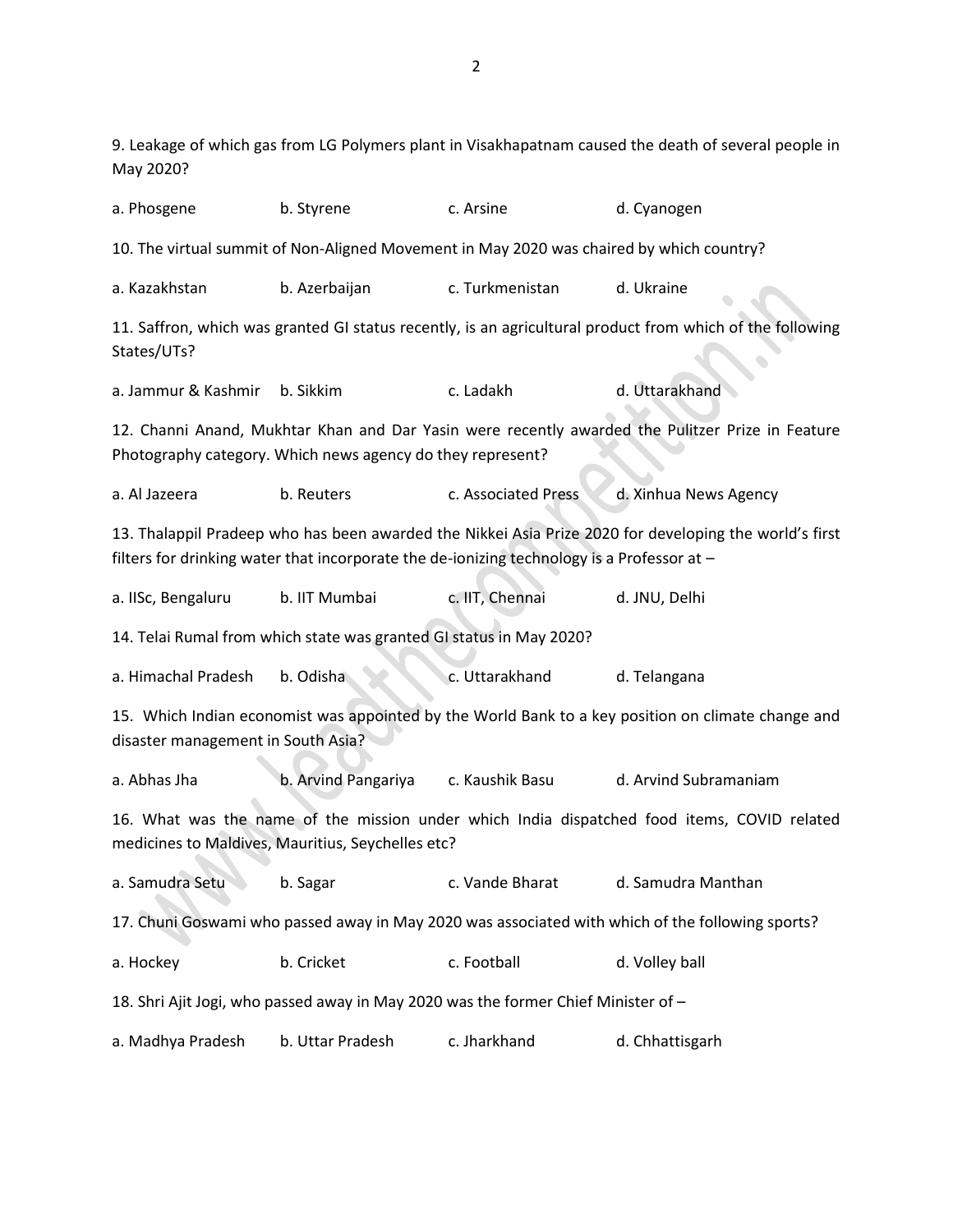9. Leakage of which gas from LG Polymers plant in Visakhapatnam caused the death of several people in May 2020?

a. Phosgene b. Styrene c. Arsine d. Cyanogen

10. The virtual summit of Non-Aligned Movement in May 2020 was chaired by which country?

a. Kazakhstan b. Azerbaijan c. Turkmenistan d. Ukraine

11. Saffron, which was granted GI status recently, is an agricultural product from which of the following States/UTs?

a. Jammur & Kashmir b. Sikkim c. Ladakh d. Uttarakhand

12. Channi Anand, Mukhtar Khan and Dar Yasin were recently awarded the Pulitzer Prize in Feature Photography category. Which news agency do they represent?

a. Al Jazeera b. Reuters c. Associated Press d. Xinhua News Agency

13. Thalappil Pradeep who has been awarded the Nikkei Asia Prize 2020 for developing the world's first filters for drinking water that incorporate the de-ionizing technology is a Professor at –

a. IISc, Bengaluru b. IIT Mumbai c. IIT, Chennai d. JNU, Delhi

14. Telai Rumal from which state was granted GI status in May 2020?

a. Himachal Pradesh b. Odisha c. Uttarakhand d. Telangana

15. Which Indian economist was appointed by the World Bank to a key position on climate change and disaster management in South Asia?

a. Abhas Jha b. Arvind Pangariya c. Kaushik Basu d. Arvind Subramaniam

16. What was the name of the mission under which India dispatched food items, COVID related medicines to Maldives, Mauritius, Seychelles etc?

a. Samudra Setu b. Sagar c. Vande Bharat d. Samudra Manthan

17. Chuni Goswami who passed away in May 2020 was associated with which of the following sports?

a. Hockey b. Cricket c. Football d. Volley ball

18. Shri Ajit Jogi, who passed away in May 2020 was the former Chief Minister of –

a. Madhya Pradesh b. Uttar Pradesh c. Jharkhand d. Chhattisgarh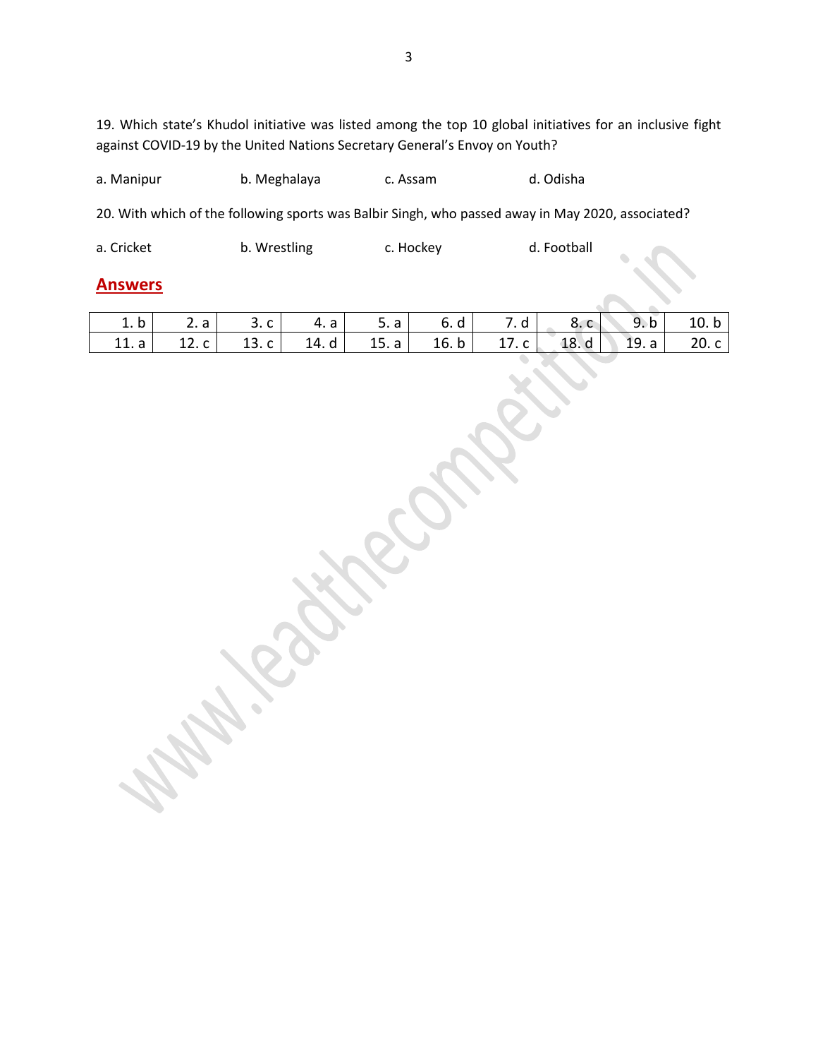19. Which state's Khudol initiative was listed among the top 10 global initiatives for an inclusive fight against COVID-19 by the United Nations Secretary General's Envoy on Youth?

a. Manipur b. Meghalaya c. Assam d. Odisha

20. With which of the following sports was Balbir Singh, who passed away in May 2020, associated?

a. Cricket b. Wrestling c. Hockey d. Football

## Answers

| | | | | | | | | | |
|---|---|---|---|---|---|---|---|---|---|
| 1. b | 2. a | 3. c | 4. a | 5. a | 6. d | 7. d | 8. c | 9. b | 10. b |
| 11. a | 12. c | 13. c | 14. d | 15. a | 16. b | 17. c | 18. d | 19. a | 20. c |